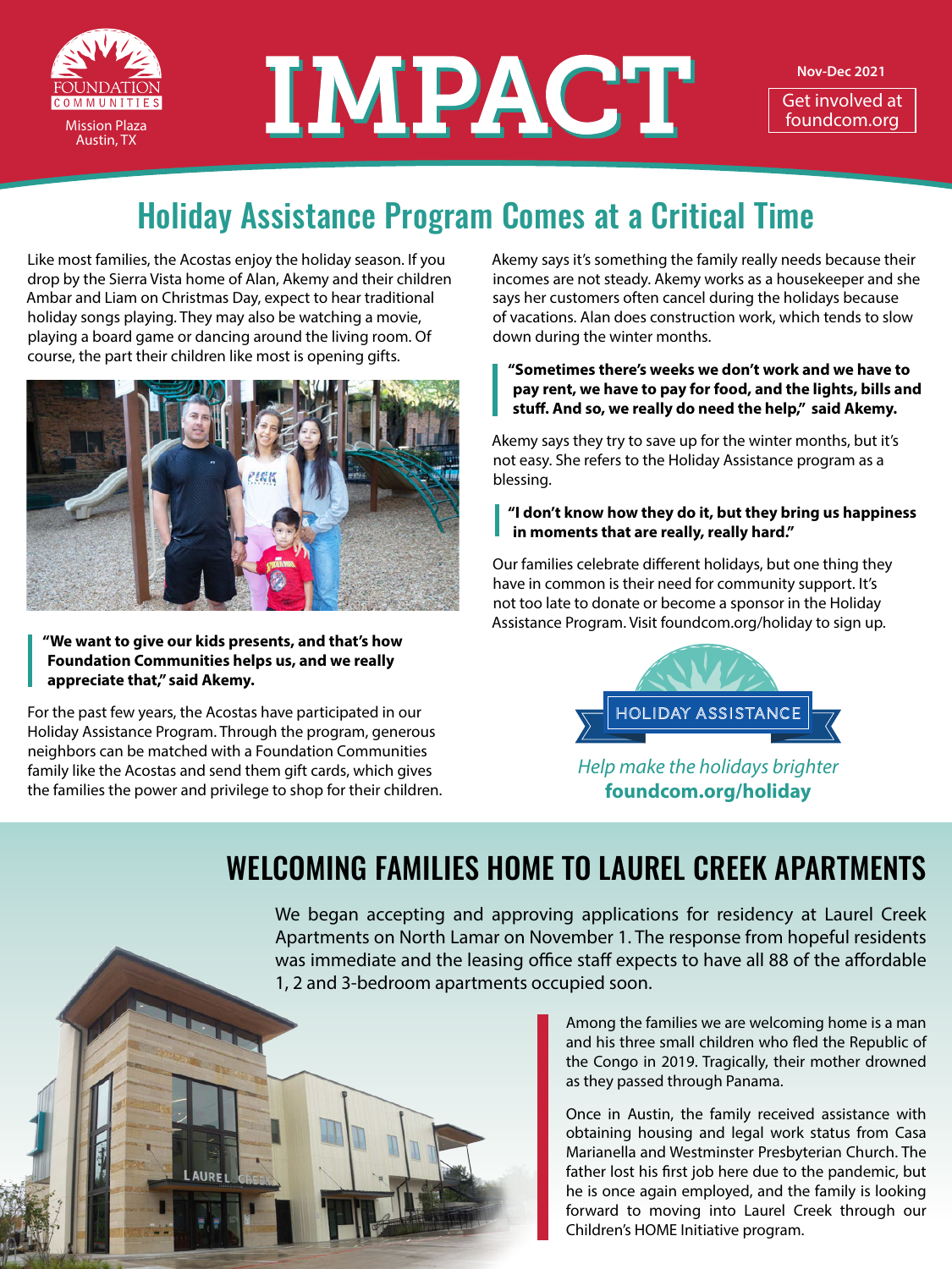Foundation Communities
Mission Plaza
Austin, TX

# IMPACT

Nov-Dec 2021

Get involved at foundcom.org

## Holiday Assistance Program Comes at a Critical Time

Like most families, the Acostas enjoy the holiday season. If you drop by the Sierra Vista home of Alan, Akemy and their children Ambar and Liam on Christmas Day, expect to hear traditional holiday songs playing. They may also be watching a movie, playing a board game or dancing around the living room. Of course, the part their children like most is opening gifts.

**"We want to give our kids presents, and that's how Foundation Communities helps us, and we really appreciate that," said Akemy.**

For the past few years, the Acostas have participated in our Holiday Assistance Program. Through the program, generous neighbors can be matched with a Foundation Communities family like the Acostas and send them gift cards, which gives the families the power and privilege to shop for their children.

Akemy says it's something the family really needs because their incomes are not steady. Akemy works as a housekeeper and she says her customers often cancel during the holidays because of vacations. Alan does construction work, which tends to slow down during the winter months.

**"Sometimes there's weeks we don't work and we have to pay rent, we have to pay for food, and the lights, bills and stuff. And so, we really do need the help," said Akemy.**

Akemy says they try to save up for the winter months, but it's not easy. She refers to the Holiday Assistance program as a blessing.

**"I don't know how they do it, but they bring us happiness in moments that are really, really hard."**

Our families celebrate different holidays, but one thing they have in common is their need for community support. It's not too late to donate or become a sponsor in the Holiday Assistance Program. Visit foundcom.org/holiday to sign up.

HOLIDAY ASSISTANCE

*Help make the holidays brighter*
**foundcom.org/holiday**

## WELCOMING FAMILIES HOME TO LAUREL CREEK APARTMENTS

We began accepting and approving applications for residency at Laurel Creek Apartments on North Lamar on November 1. The response from hopeful residents was immediate and the leasing office staff expects to have all 88 of the affordable 1, 2 and 3-bedroom apartments occupied soon.

Among the families we are welcoming home is a man and his three small children who fled the Republic of the Congo in 2019. Tragically, their mother drowned as they passed through Panama.

Once in Austin, the family received assistance with obtaining housing and legal work status from Casa Marianella and Westminster Presbyterian Church. The father lost his first job here due to the pandemic, but he is once again employed, and the family is looking forward to moving into Laurel Creek through our Children's HOME Initiative program.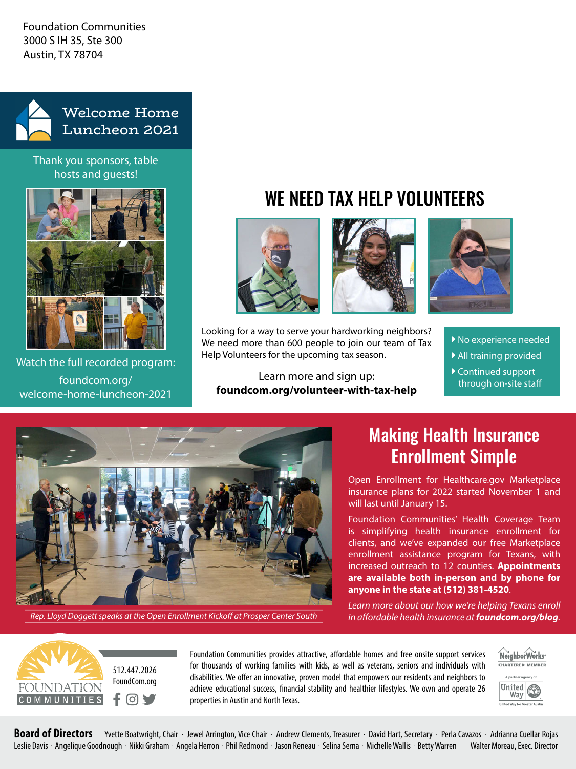Foundation Communities
3000 S IH 35, Ste 300
Austin, TX 78704

## Welcome Home Luncheon 2021

Thank you sponsors, table hosts and guests!

Watch the full recorded program:
foundcom.org/welcome-home-luncheon-2021

# WE NEED TAX HELP VOLUNTEERS

Looking for a way to serve your hardworking neighbors? We need more than 600 people to join our team of Tax Help Volunteers for the upcoming tax season.

Learn more and sign up:
**foundcom.org/volunteer-with-tax-help**

- No experience needed
- All training provided
- Continued support through on-site staff

*Rep. Lloyd Doggett speaks at the Open Enrollment Kickoff at Prosper Center South*

# Making Health Insurance Enrollment Simple

Open Enrollment for Healthcare.gov Marketplace insurance plans for 2022 started November 1 and will last until January 15.

Foundation Communities' Health Coverage Team is simplifying health insurance enrollment for clients, and we've expanded our free Marketplace enrollment assistance program for Texans, with increased outreach to 12 counties. **Appointments are available both in-person and by phone for anyone in the state at (512) 381-4520**.

*Learn more about our how we're helping Texans enroll in affordable health insurance at **foundcom.org/blog**.*

FOUNDATION COMMUNITIES

512.447.2026
FoundCom.org

Foundation Communities provides attractive, affordable homes and free onsite support services for thousands of working families with kids, as well as veterans, seniors and individuals with disabilities. We offer an innovative, proven model that empowers our residents and neighbors to achieve educational success, financial stability and healthier lifestyles. We own and operate 26 properties in Austin and North Texas.

NeighborWorks CHARTERED MEMBER

A partner agency of United Way for Greater Austin

**Board of Directors** Yvette Boatwright, Chair · Jewel Arrington, Vice Chair · Andrew Clements, Treasurer · David Hart, Secretary · Perla Cavazos · Adrianna Cuellar Rojas · Leslie Davis · Angelique Goodnough · Nikki Graham · Angela Herron · Phil Redmond · Jason Reneau · Selina Serna · Michelle Wallis · Betty Warren    Walter Moreau, Exec. Director